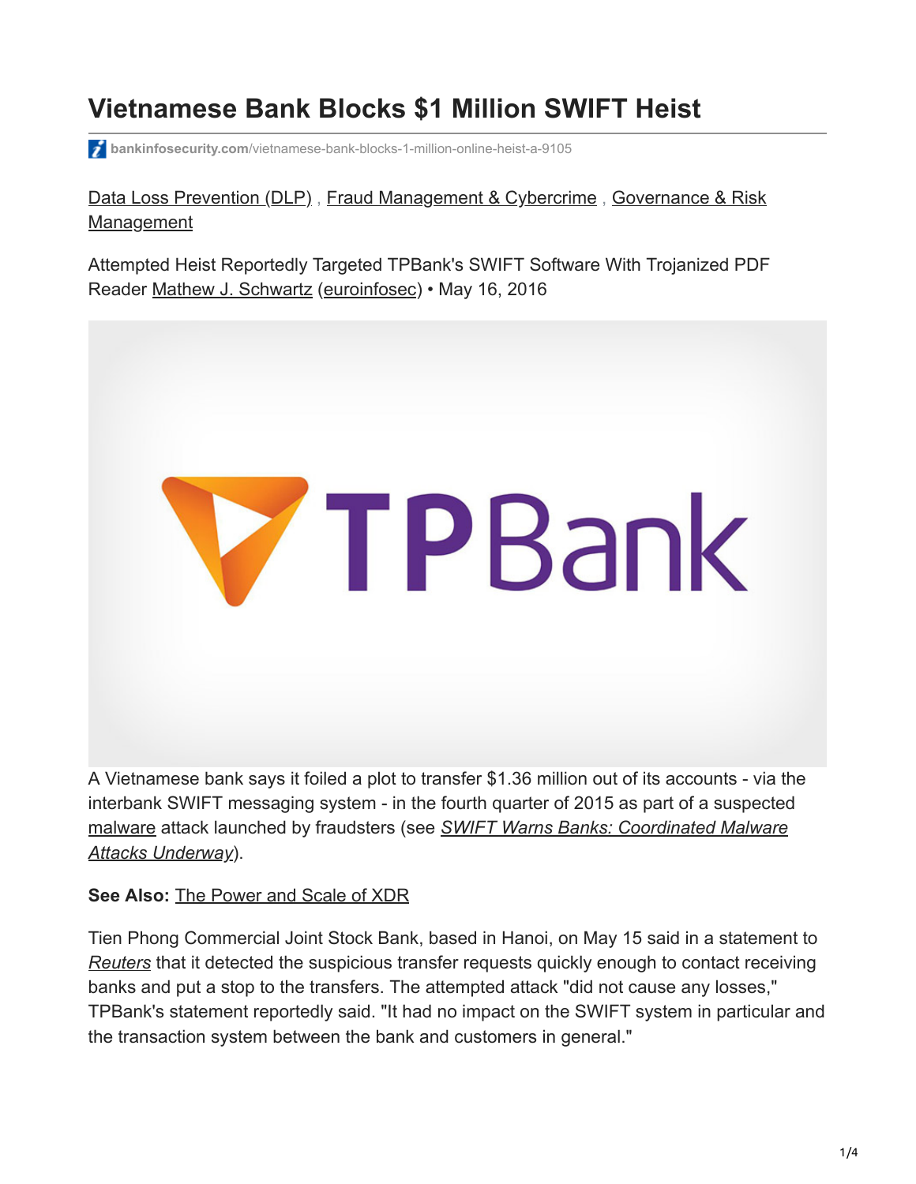# Vietnamese Bank Blocks $1 Million SWIFT Heist

bankinfosecurity.com/vietnamese-bank-blocks-1-million-online-heist-a-9105

Data Loss Prevention (DLP) , Fraud Management & Cybercrime , Governance & Risk Management

Attempted Heist Reportedly Targeted TPBank's SWIFT Software With Trojanized PDF Reader Mathew J. Schwartz (euroinfosec) • May 16, 2016

A Vietnamese bank says it foiled a plot to transfer $1.36 million out of its accounts - via the interbank SWIFT messaging system - in the fourth quarter of 2015 as part of a suspected malware attack launched by fraudsters (see *SWIFT Warns Banks: Coordinated Malware Attacks Underway*).

**See Also:** The Power and Scale of XDR

Tien Phong Commercial Joint Stock Bank, based in Hanoi, on May 15 said in a statement to *Reuters* that it detected the suspicious transfer requests quickly enough to contact receiving banks and put a stop to the transfers. The attempted attack "did not cause any losses," TPBank's statement reportedly said. "It had no impact on the SWIFT system in particular and the transaction system between the bank and customers in general."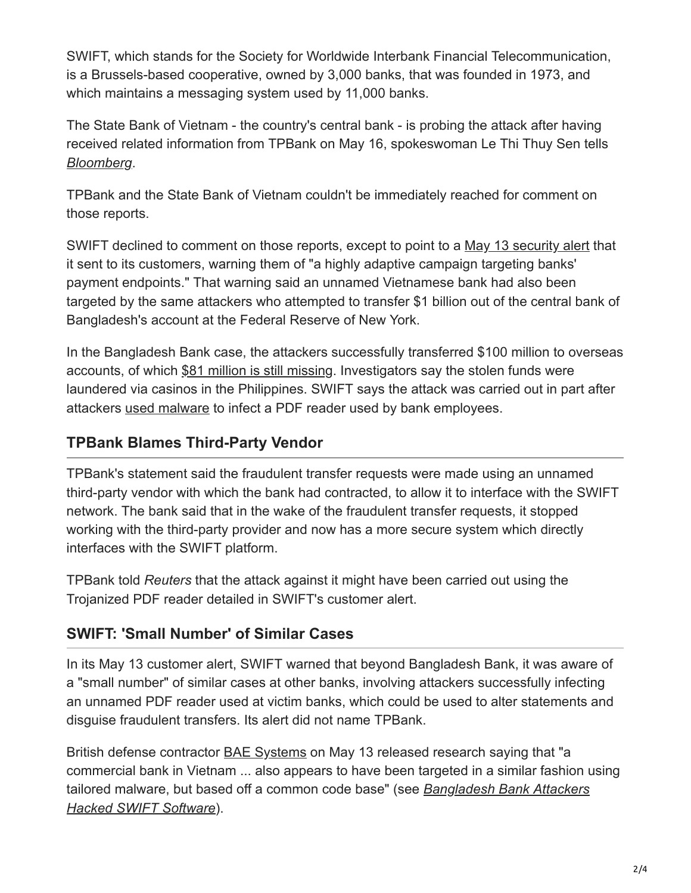SWIFT, which stands for the Society for Worldwide Interbank Financial Telecommunication, is a Brussels-based cooperative, owned by 3,000 banks, that was founded in 1973, and which maintains a messaging system used by 11,000 banks.

The State Bank of Vietnam - the country's central bank - is probing the attack after having received related information from TPBank on May 16, spokeswoman Le Thi Thuy Sen tells *Bloomberg*.

TPBank and the State Bank of Vietnam couldn't be immediately reached for comment on those reports.

SWIFT declined to comment on those reports, except to point to a May 13 security alert that it sent to its customers, warning them of "a highly adaptive campaign targeting banks' payment endpoints." That warning said an unnamed Vietnamese bank had also been targeted by the same attackers who attempted to transfer $1 billion out of the central bank of Bangladesh's account at the Federal Reserve of New York.

In the Bangladesh Bank case, the attackers successfully transferred $100 million to overseas accounts, of which $81 million is still missing. Investigators say the stolen funds were laundered via casinos in the Philippines. SWIFT says the attack was carried out in part after attackers used malware to infect a PDF reader used by bank employees.

## TPBank Blames Third-Party Vendor

TPBank's statement said the fraudulent transfer requests were made using an unnamed third-party vendor with which the bank had contracted, to allow it to interface with the SWIFT network. The bank said that in the wake of the fraudulent transfer requests, it stopped working with the third-party provider and now has a more secure system which directly interfaces with the SWIFT platform.

TPBank told *Reuters* that the attack against it might have been carried out using the Trojanized PDF reader detailed in SWIFT's customer alert.

## SWIFT: 'Small Number' of Similar Cases

In its May 13 customer alert, SWIFT warned that beyond Bangladesh Bank, it was aware of a "small number" of similar cases at other banks, involving attackers successfully infecting an unnamed PDF reader used at victim banks, which could be used to alter statements and disguise fraudulent transfers. Its alert did not name TPBank.

British defense contractor BAE Systems on May 13 released research saying that "a commercial bank in Vietnam ... also appears to have been targeted in a similar fashion using tailored malware, but based off a common code base" (see *Bangladesh Bank Attackers Hacked SWIFT Software*).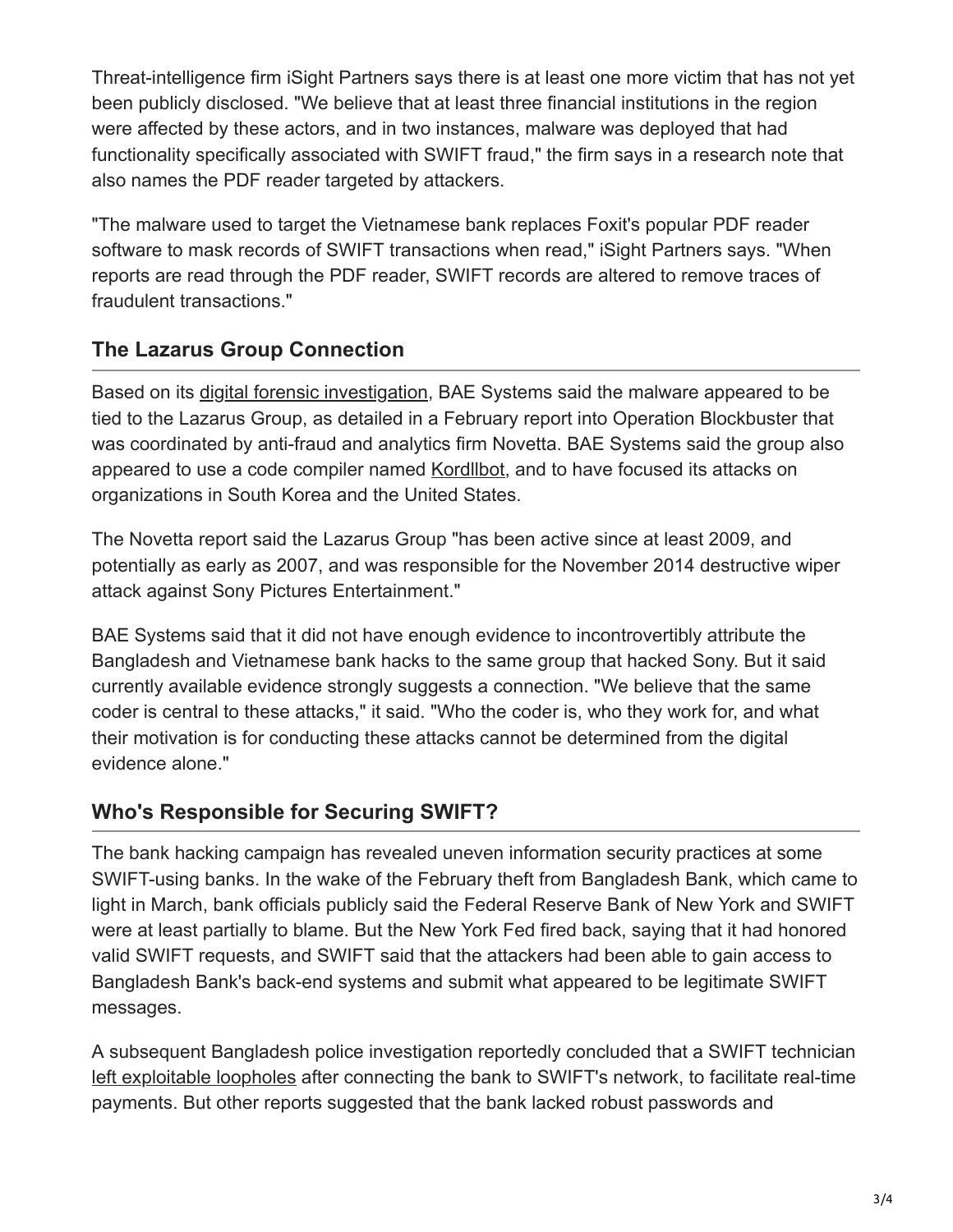Threat-intelligence firm iSight Partners says there is at least one more victim that has not yet been publicly disclosed. "We believe that at least three financial institutions in the region were affected by these actors, and in two instances, malware was deployed that had functionality specifically associated with SWIFT fraud," the firm says in a research note that also names the PDF reader targeted by attackers.

"The malware used to target the Vietnamese bank replaces Foxit's popular PDF reader software to mask records of SWIFT transactions when read," iSight Partners says. "When reports are read through the PDF reader, SWIFT records are altered to remove traces of fraudulent transactions."

## The Lazarus Group Connection

Based on its digital forensic investigation, BAE Systems said the malware appeared to be tied to the Lazarus Group, as detailed in a February report into Operation Blockbuster that was coordinated by anti-fraud and analytics firm Novetta. BAE Systems said the group also appeared to use a code compiler named Kordllbot, and to have focused its attacks on organizations in South Korea and the United States.

The Novetta report said the Lazarus Group "has been active since at least 2009, and potentially as early as 2007, and was responsible for the November 2014 destructive wiper attack against Sony Pictures Entertainment."

BAE Systems said that it did not have enough evidence to incontrovertibly attribute the Bangladesh and Vietnamese bank hacks to the same group that hacked Sony. But it said currently available evidence strongly suggests a connection. "We believe that the same coder is central to these attacks," it said. "Who the coder is, who they work for, and what their motivation is for conducting these attacks cannot be determined from the digital evidence alone."

## Who's Responsible for Securing SWIFT?

The bank hacking campaign has revealed uneven information security practices at some SWIFT-using banks. In the wake of the February theft from Bangladesh Bank, which came to light in March, bank officials publicly said the Federal Reserve Bank of New York and SWIFT were at least partially to blame. But the New York Fed fired back, saying that it had honored valid SWIFT requests, and SWIFT said that the attackers had been able to gain access to Bangladesh Bank's back-end systems and submit what appeared to be legitimate SWIFT messages.

A subsequent Bangladesh police investigation reportedly concluded that a SWIFT technician left exploitable loopholes after connecting the bank to SWIFT's network, to facilitate real-time payments. But other reports suggested that the bank lacked robust passwords and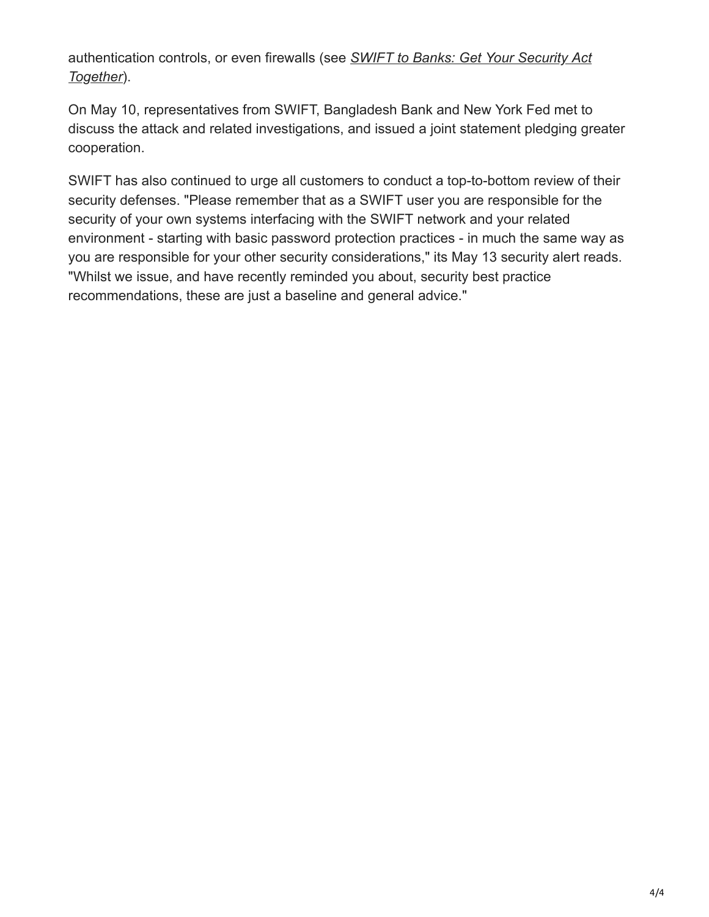authentication controls, or even firewalls (see *SWIFT to Banks: Get Your Security Act Together*).

On May 10, representatives from SWIFT, Bangladesh Bank and New York Fed met to discuss the attack and related investigations, and issued a joint statement pledging greater cooperation.

SWIFT has also continued to urge all customers to conduct a top-to-bottom review of their security defenses. "Please remember that as a SWIFT user you are responsible for the security of your own systems interfacing with the SWIFT network and your related environment - starting with basic password protection practices - in much the same way as you are responsible for your other security considerations," its May 13 security alert reads. "Whilst we issue, and have recently reminded you about, security best practice recommendations, these are just a baseline and general advice."